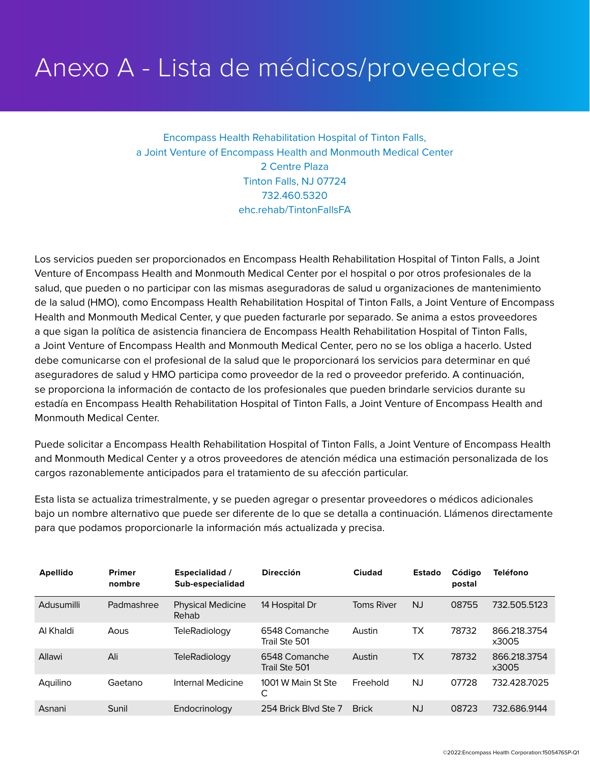# Anexo A - Lista de médicos/proveedores

Encompass Health Rehabilitation Hospital of Tinton Falls,
a Joint Venture of Encompass Health and Monmouth Medical Center
2 Centre Plaza
Tinton Falls, NJ 07724
732.460.5320
ehc.rehab/TintonFallsFA

Los servicios pueden ser proporcionados en Encompass Health Rehabilitation Hospital of Tinton Falls, a Joint Venture of Encompass Health and Monmouth Medical Center por el hospital o por otros profesionales de la salud, que pueden o no participar con las mismas aseguradoras de salud u organizaciones de mantenimiento de la salud (HMO), como Encompass Health Rehabilitation Hospital of Tinton Falls, a Joint Venture of Encompass Health and Monmouth Medical Center, y que pueden facturarle por separado. Se anima a estos proveedores a que sigan la política de asistencia financiera de Encompass Health Rehabilitation Hospital of Tinton Falls, a Joint Venture of Encompass Health and Monmouth Medical Center, pero no se los obliga a hacerlo. Usted debe comunicarse con el profesional de la salud que le proporcionará los servicios para determinar en qué aseguradores de salud y HMO participa como proveedor de la red o proveedor preferido. A continuación, se proporciona la información de contacto de los profesionales que pueden brindarle servicios durante su estadía en Encompass Health Rehabilitation Hospital of Tinton Falls, a Joint Venture of Encompass Health and Monmouth Medical Center.

Puede solicitar a Encompass Health Rehabilitation Hospital of Tinton Falls, a Joint Venture of Encompass Health and Monmouth Medical Center y a otros proveedores de atención médica una estimación personalizada de los cargos razonablemente anticipados para el tratamiento de su afección particular.

Esta lista se actualiza trimestralmente, y se pueden agregar o presentar proveedores o médicos adicionales bajo un nombre alternativo que puede ser diferente de lo que se detalla a continuación. Llámenos directamente para que podamos proporcionarle la información más actualizada y precisa.

| Apellido | Primer nombre | Especialidad / Sub-especialidad | Dirección | Ciudad | Estado | Código postal | Teléfono |
|---|---|---|---|---|---|---|---|
| Adusumilli | Padmashree | Physical Medicine Rehab | 14 Hospital Dr | Toms River | NJ | 08755 | 732.505.5123 |
| Al Khaldi | Aous | TeleRadiology | 6548 Comanche Trail Ste 501 | Austin | TX | 78732 | 866.218.3754 x3005 |
| Allawi | Ali | TeleRadiology | 6548 Comanche Trail Ste 501 | Austin | TX | 78732 | 866.218.3754 x3005 |
| Aquilino | Gaetano | Internal Medicine | 1001 W Main St Ste C | Freehold | NJ | 07728 | 732.428.7025 |
| Asnani | Sunil | Endocrinology | 254 Brick Blvd Ste 7 | Brick | NJ | 08723 | 732.686.9144 |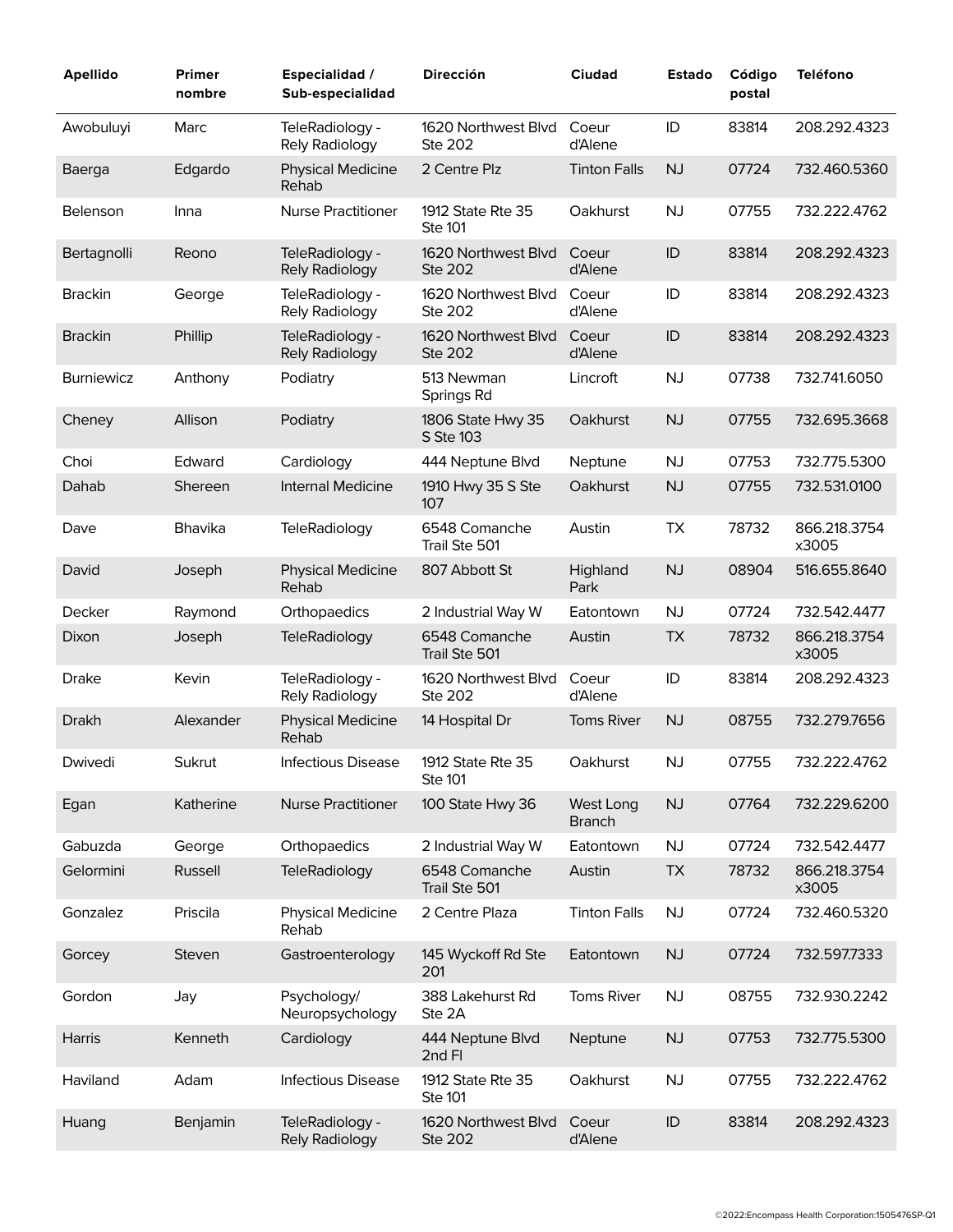| Apellido | Primer nombre | Especialidad / Sub-especialidad | Dirección | Ciudad | Estado | Código postal | Teléfono |
|---|---|---|---|---|---|---|---|
| Awobuluyi | Marc | TeleRadiology - Rely Radiology | 1620 Northwest Blvd Ste 202 | Coeur d'Alene | ID | 83814 | 208.292.4323 |
| Baerga | Edgardo | Physical Medicine Rehab | 2 Centre Plz | Tinton Falls | NJ | 07724 | 732.460.5360 |
| Belenson | Inna | Nurse Practitioner | 1912 State Rte 35 Ste 101 | Oakhurst | NJ | 07755 | 732.222.4762 |
| Bertagnolli | Reono | TeleRadiology - Rely Radiology | 1620 Northwest Blvd Ste 202 | Coeur d'Alene | ID | 83814 | 208.292.4323 |
| Brackin | George | TeleRadiology - Rely Radiology | 1620 Northwest Blvd Ste 202 | Coeur d'Alene | ID | 83814 | 208.292.4323 |
| Brackin | Phillip | TeleRadiology - Rely Radiology | 1620 Northwest Blvd Ste 202 | Coeur d'Alene | ID | 83814 | 208.292.4323 |
| Burniewicz | Anthony | Podiatry | 513 Newman Springs Rd | Lincroft | NJ | 07738 | 732.741.6050 |
| Cheney | Allison | Podiatry | 1806 State Hwy 35 S Ste 103 | Oakhurst | NJ | 07755 | 732.695.3668 |
| Choi | Edward | Cardiology | 444 Neptune Blvd | Neptune | NJ | 07753 | 732.775.5300 |
| Dahab | Shereen | Internal Medicine | 1910 Hwy 35 S Ste 107 | Oakhurst | NJ | 07755 | 732.531.0100 |
| Dave | Bhavika | TeleRadiology | 6548 Comanche Trail Ste 501 | Austin | TX | 78732 | 866.218.3754 x3005 |
| David | Joseph | Physical Medicine Rehab | 807 Abbott St | Highland Park | NJ | 08904 | 516.655.8640 |
| Decker | Raymond | Orthopaedics | 2 Industrial Way W | Eatontown | NJ | 07724 | 732.542.4477 |
| Dixon | Joseph | TeleRadiology | 6548 Comanche Trail Ste 501 | Austin | TX | 78732 | 866.218.3754 x3005 |
| Drake | Kevin | TeleRadiology - Rely Radiology | 1620 Northwest Blvd Ste 202 | Coeur d'Alene | ID | 83814 | 208.292.4323 |
| Drakh | Alexander | Physical Medicine Rehab | 14 Hospital Dr | Toms River | NJ | 08755 | 732.279.7656 |
| Dwivedi | Sukrut | Infectious Disease | 1912 State Rte 35 Ste 101 | Oakhurst | NJ | 07755 | 732.222.4762 |
| Egan | Katherine | Nurse Practitioner | 100 State Hwy 36 | West Long Branch | NJ | 07764 | 732.229.6200 |
| Gabuzda | George | Orthopaedics | 2 Industrial Way W | Eatontown | NJ | 07724 | 732.542.4477 |
| Gelormini | Russell | TeleRadiology | 6548 Comanche Trail Ste 501 | Austin | TX | 78732 | 866.218.3754 x3005 |
| Gonzalez | Priscila | Physical Medicine Rehab | 2 Centre Plaza | Tinton Falls | NJ | 07724 | 732.460.5320 |
| Gorcey | Steven | Gastroenterology | 145 Wyckoff Rd Ste 201 | Eatontown | NJ | 07724 | 732.597.7333 |
| Gordon | Jay | Psychology/ Neuropsychology | 388 Lakehurst Rd Ste 2A | Toms River | NJ | 08755 | 732.930.2242 |
| Harris | Kenneth | Cardiology | 444 Neptune Blvd 2nd Fl | Neptune | NJ | 07753 | 732.775.5300 |
| Haviland | Adam | Infectious Disease | 1912 State Rte 35 Ste 101 | Oakhurst | NJ | 07755 | 732.222.4762 |
| Huang | Benjamin | TeleRadiology - Rely Radiology | 1620 Northwest Blvd Ste 202 | Coeur d'Alene | ID | 83814 | 208.292.4323 |

©2022:Encompass Health Corporation:1505476SP-Q1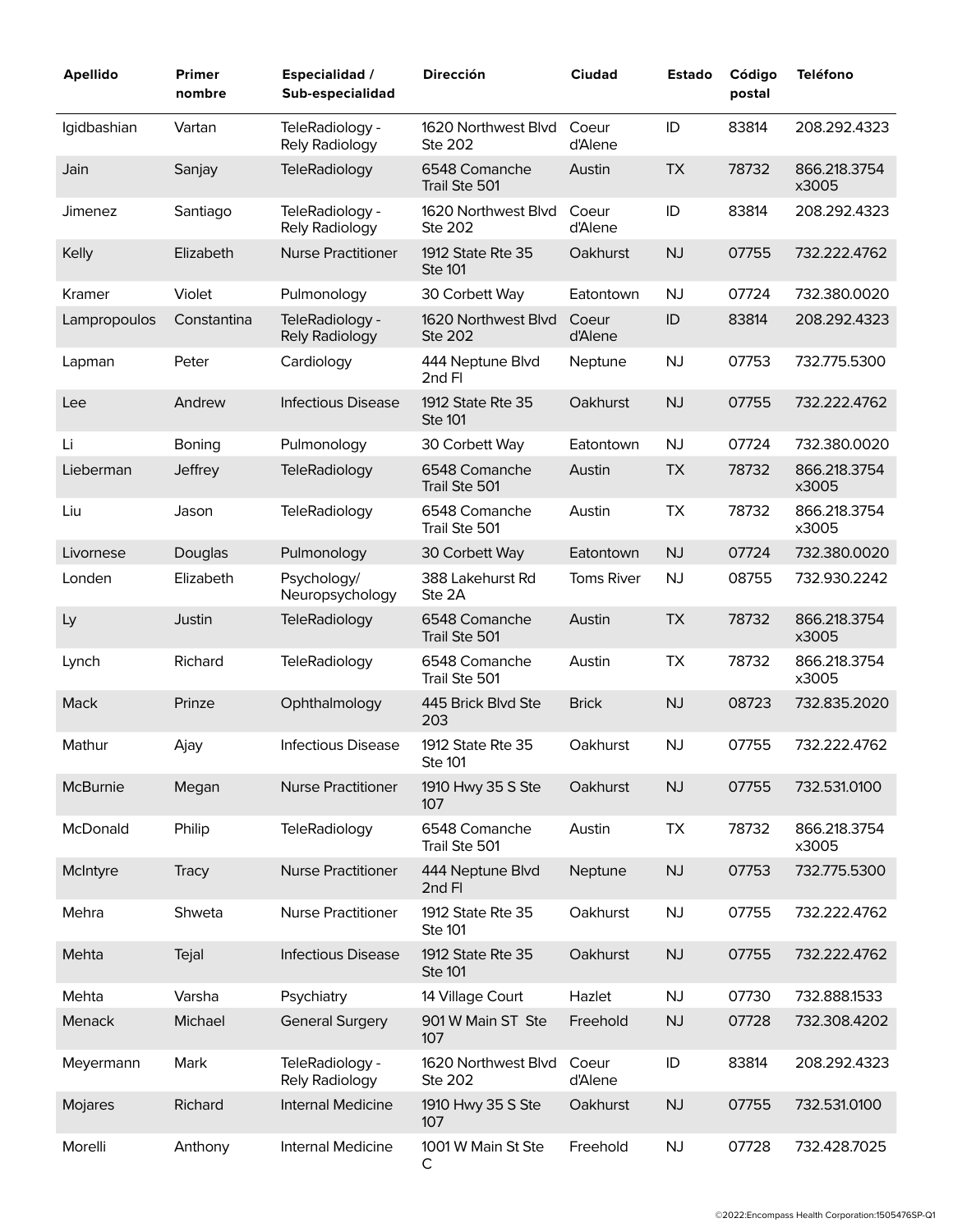| Apellido | Primer nombre | Especialidad / Sub-especialidad | Dirección | Ciudad | Estado | Código postal | Teléfono |
|---|---|---|---|---|---|---|---|
| Igidbashian | Vartan | TeleRadiology - Rely Radiology | 1620 Northwest Blvd Ste 202 | Coeur d'Alene | ID | 83814 | 208.292.4323 |
| Jain | Sanjay | TeleRadiology | 6548 Comanche Trail Ste 501 | Austin | TX | 78732 | 866.218.3754 x3005 |
| Jimenez | Santiago | TeleRadiology - Rely Radiology | 1620 Northwest Blvd Ste 202 | Coeur d'Alene | ID | 83814 | 208.292.4323 |
| Kelly | Elizabeth | Nurse Practitioner | 1912 State Rte 35 Ste 101 | Oakhurst | NJ | 07755 | 732.222.4762 |
| Kramer | Violet | Pulmonology | 30 Corbett Way | Eatontown | NJ | 07724 | 732.380.0020 |
| Lampropoulos | Constantina | TeleRadiology - Rely Radiology | 1620 Northwest Blvd Ste 202 | Coeur d'Alene | ID | 83814 | 208.292.4323 |
| Lapman | Peter | Cardiology | 444 Neptune Blvd 2nd Fl | Neptune | NJ | 07753 | 732.775.5300 |
| Lee | Andrew | Infectious Disease | 1912 State Rte 35 Ste 101 | Oakhurst | NJ | 07755 | 732.222.4762 |
| Li | Boning | Pulmonology | 30 Corbett Way | Eatontown | NJ | 07724 | 732.380.0020 |
| Lieberman | Jeffrey | TeleRadiology | 6548 Comanche Trail Ste 501 | Austin | TX | 78732 | 866.218.3754 x3005 |
| Liu | Jason | TeleRadiology | 6548 Comanche Trail Ste 501 | Austin | TX | 78732 | 866.218.3754 x3005 |
| Livornese | Douglas | Pulmonology | 30 Corbett Way | Eatontown | NJ | 07724 | 732.380.0020 |
| Londen | Elizabeth | Psychology/ Neuropsychology | 388 Lakehurst Rd Ste 2A | Toms River | NJ | 08755 | 732.930.2242 |
| Ly | Justin | TeleRadiology | 6548 Comanche Trail Ste 501 | Austin | TX | 78732 | 866.218.3754 x3005 |
| Lynch | Richard | TeleRadiology | 6548 Comanche Trail Ste 501 | Austin | TX | 78732 | 866.218.3754 x3005 |
| Mack | Prinze | Ophthalmology | 445 Brick Blvd Ste 203 | Brick | NJ | 08723 | 732.835.2020 |
| Mathur | Ajay | Infectious Disease | 1912 State Rte 35 Ste 101 | Oakhurst | NJ | 07755 | 732.222.4762 |
| McBurnie | Megan | Nurse Practitioner | 1910 Hwy 35 S Ste 107 | Oakhurst | NJ | 07755 | 732.531.0100 |
| McDonald | Philip | TeleRadiology | 6548 Comanche Trail Ste 501 | Austin | TX | 78732 | 866.218.3754 x3005 |
| McIntyre | Tracy | Nurse Practitioner | 444 Neptune Blvd 2nd Fl | Neptune | NJ | 07753 | 732.775.5300 |
| Mehra | Shweta | Nurse Practitioner | 1912 State Rte 35 Ste 101 | Oakhurst | NJ | 07755 | 732.222.4762 |
| Mehta | Tejal | Infectious Disease | 1912 State Rte 35 Ste 101 | Oakhurst | NJ | 07755 | 732.222.4762 |
| Mehta | Varsha | Psychiatry | 14 Village Court | Hazlet | NJ | 07730 | 732.888.1533 |
| Menack | Michael | General Surgery | 901 W Main ST Ste 107 | Freehold | NJ | 07728 | 732.308.4202 |
| Meyermann | Mark | TeleRadiology - Rely Radiology | 1620 Northwest Blvd Ste 202 | Coeur d'Alene | ID | 83814 | 208.292.4323 |
| Mojares | Richard | Internal Medicine | 1910 Hwy 35 S Ste 107 | Oakhurst | NJ | 07755 | 732.531.0100 |
| Morelli | Anthony | Internal Medicine | 1001 W Main St Ste C | Freehold | NJ | 07728 | 732.428.7025 |

©2022:Encompass Health Corporation:1505476SP-Q1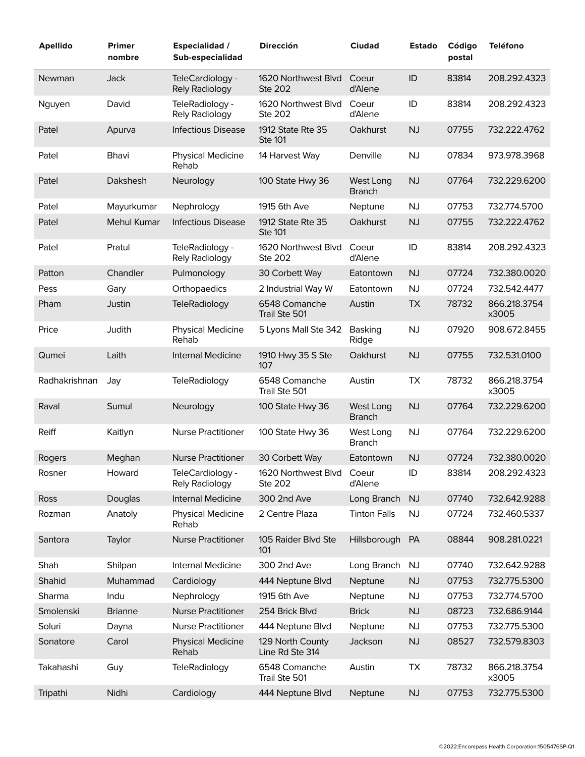| Apellido | Primer nombre | Especialidad / Sub-especialidad | Dirección | Ciudad | Estado | Código postal | Teléfono |
|---|---|---|---|---|---|---|---|
| Newman | Jack | TeleCardiology - Rely Radiology | 1620 Northwest Blvd Ste 202 | Coeur d'Alene | ID | 83814 | 208.292.4323 |
| Nguyen | David | TeleRadiology - Rely Radiology | 1620 Northwest Blvd Ste 202 | Coeur d'Alene | ID | 83814 | 208.292.4323 |
| Patel | Apurva | Infectious Disease | 1912 State Rte 35 Ste 101 | Oakhurst | NJ | 07755 | 732.222.4762 |
| Patel | Bhavi | Physical Medicine Rehab | 14 Harvest Way | Denville | NJ | 07834 | 973.978.3968 |
| Patel | Dakshesh | Neurology | 100 State Hwy 36 | West Long Branch | NJ | 07764 | 732.229.6200 |
| Patel | Mayurkumar | Nephrology | 1915 6th Ave | Neptune | NJ | 07753 | 732.774.5700 |
| Patel | Mehul Kumar | Infectious Disease | 1912 State Rte 35 Ste 101 | Oakhurst | NJ | 07755 | 732.222.4762 |
| Patel | Pratul | TeleRadiology - Rely Radiology | 1620 Northwest Blvd Ste 202 | Coeur d'Alene | ID | 83814 | 208.292.4323 |
| Patton | Chandler | Pulmonology | 30 Corbett Way | Eatontown | NJ | 07724 | 732.380.0020 |
| Pess | Gary | Orthopaedics | 2 Industrial Way W | Eatontown | NJ | 07724 | 732.542.4477 |
| Pham | Justin | TeleRadiology | 6548 Comanche Trail Ste 501 | Austin | TX | 78732 | 866.218.3754 x3005 |
| Price | Judith | Physical Medicine Rehab | 5 Lyons Mall Ste 342 | Basking Ridge | NJ | 07920 | 908.672.8455 |
| Qumei | Laith | Internal Medicine | 1910 Hwy 35 S Ste 107 | Oakhurst | NJ | 07755 | 732.531.0100 |
| Radhakrishnan | Jay | TeleRadiology | 6548 Comanche Trail Ste 501 | Austin | TX | 78732 | 866.218.3754 x3005 |
| Raval | Sumul | Neurology | 100 State Hwy 36 | West Long Branch | NJ | 07764 | 732.229.6200 |
| Reiff | Kaitlyn | Nurse Practitioner | 100 State Hwy 36 | West Long Branch | NJ | 07764 | 732.229.6200 |
| Rogers | Meghan | Nurse Practitioner | 30 Corbett Way | Eatontown | NJ | 07724 | 732.380.0020 |
| Rosner | Howard | TeleCardiology - Rely Radiology | 1620 Northwest Blvd Ste 202 | Coeur d'Alene | ID | 83814 | 208.292.4323 |
| Ross | Douglas | Internal Medicine | 300 2nd Ave | Long Branch | NJ | 07740 | 732.642.9288 |
| Rozman | Anatoly | Physical Medicine Rehab | 2 Centre Plaza | Tinton Falls | NJ | 07724 | 732.460.5337 |
| Santora | Taylor | Nurse Practitioner | 105 Raider Blvd Ste 101 | Hillsborough | PA | 08844 | 908.281.0221 |
| Shah | Shilpan | Internal Medicine | 300 2nd Ave | Long Branch | NJ | 07740 | 732.642.9288 |
| Shahid | Muhammad | Cardiology | 444 Neptune Blvd | Neptune | NJ | 07753 | 732.775.5300 |
| Sharma | Indu | Nephrology | 1915 6th Ave | Neptune | NJ | 07753 | 732.774.5700 |
| Smolenski | Brianne | Nurse Practitioner | 254 Brick Blvd | Brick | NJ | 08723 | 732.686.9144 |
| Soluri | Dayna | Nurse Practitioner | 444 Neptune Blvd | Neptune | NJ | 07753 | 732.775.5300 |
| Sonatore | Carol | Physical Medicine Rehab | 129 North County Line Rd Ste 314 | Jackson | NJ | 08527 | 732.579.8303 |
| Takahashi | Guy | TeleRadiology | 6548 Comanche Trail Ste 501 | Austin | TX | 78732 | 866.218.3754 x3005 |
| Tripathi | Nidhi | Cardiology | 444 Neptune Blvd | Neptune | NJ | 07753 | 732.775.5300 |

©2022:Encompass Health Corporation:1505476SP-Q1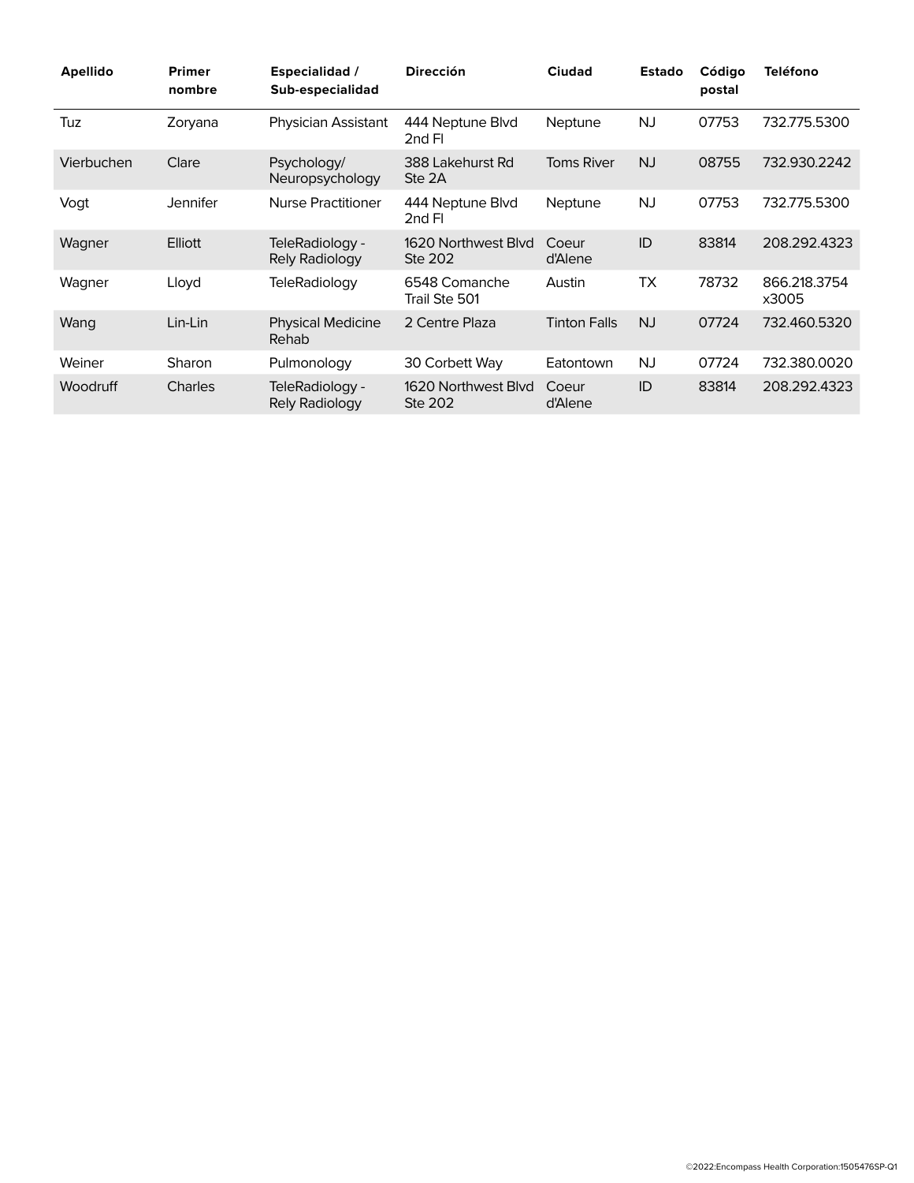| Apellido | Primer nombre | Especialidad / Sub-especialidad | Dirección | Ciudad | Estado | Código postal | Teléfono |
|---|---|---|---|---|---|---|---|
| Tuz | Zoryana | Physician Assistant | 444 Neptune Blvd 2nd Fl | Neptune | NJ | 07753 | 732.775.5300 |
| Vierbuchen | Clare | Psychology/ Neuropsychology | 388 Lakehurst Rd Ste 2A | Toms River | NJ | 08755 | 732.930.2242 |
| Vogt | Jennifer | Nurse Practitioner | 444 Neptune Blvd 2nd Fl | Neptune | NJ | 07753 | 732.775.5300 |
| Wagner | Elliott | TeleRadiology - Rely Radiology | 1620 Northwest Blvd Ste 202 | Coeur d'Alene | ID | 83814 | 208.292.4323 |
| Wagner | Lloyd | TeleRadiology | 6548 Comanche Trail Ste 501 | Austin | TX | 78732 | 866.218.3754 x3005 |
| Wang | Lin-Lin | Physical Medicine Rehab | 2 Centre Plaza | Tinton Falls | NJ | 07724 | 732.460.5320 |
| Weiner | Sharon | Pulmonology | 30 Corbett Way | Eatontown | NJ | 07724 | 732.380.0020 |
| Woodruff | Charles | TeleRadiology - Rely Radiology | 1620 Northwest Blvd Ste 202 | Coeur d'Alene | ID | 83814 | 208.292.4323 |

©2022:Encompass Health Corporation:1505476SP-Q1